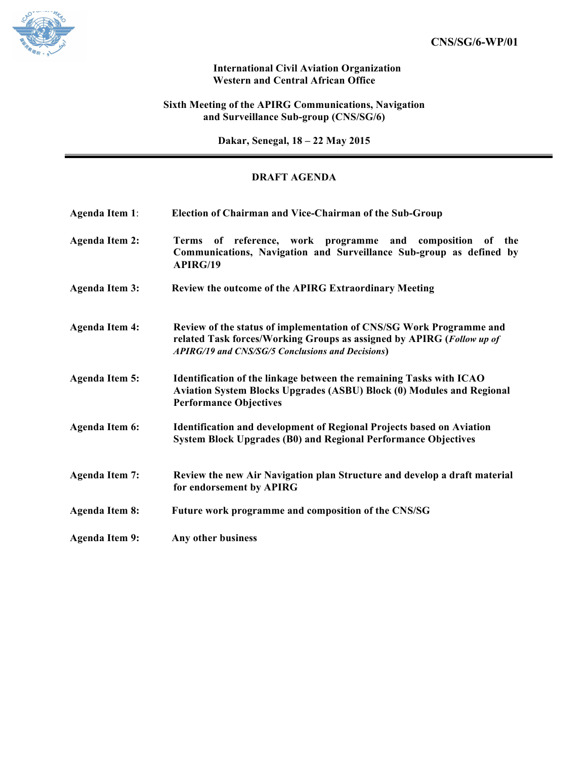**CNS/SG/6-WP/01**

**International Civil Aviation Organization**
**Western and Central African Office**

**Sixth Meeting of the APIRG Communications, Navigation and Surveillance Sub-group (CNS/SG/6)**

**Dakar, Senegal, 18 – 22 May 2015**

---

## DRAFT AGENDA

| | |
|---|---|
| **Agenda Item 1**: | **Election of Chairman and Vice-Chairman of the Sub-Group** |
| **Agenda Item 2:** | **Terms of reference, work programme and composition of the Communications, Navigation and Surveillance Sub-group as defined by APIRG/19** |
| **Agenda Item 3:** | **Review the outcome of the APIRG Extraordinary Meeting** |
| **Agenda Item 4:** | **Review of the status of implementation of CNS/SG Work Programme and related Task forces/Working Groups as assigned by APIRG (*Follow up of APIRG/19 and CNS/SG/5 Conclusions and Decisions*)** |
| **Agenda Item 5:** | **Identification of the linkage between the remaining Tasks with ICAO Aviation System Blocks Upgrades (ASBU) Block (0) Modules and Regional Performance Objectives** |
| **Agenda Item 6:** | **Identification and development of Regional Projects based on Aviation System Block Upgrades (B0) and Regional Performance Objectives** |
| **Agenda Item 7:** | **Review the new Air Navigation plan Structure and develop a draft material for endorsement by APIRG** |
| **Agenda Item 8:** | **Future work programme and composition of the CNS/SG** |
| **Agenda Item 9:** | **Any other business** |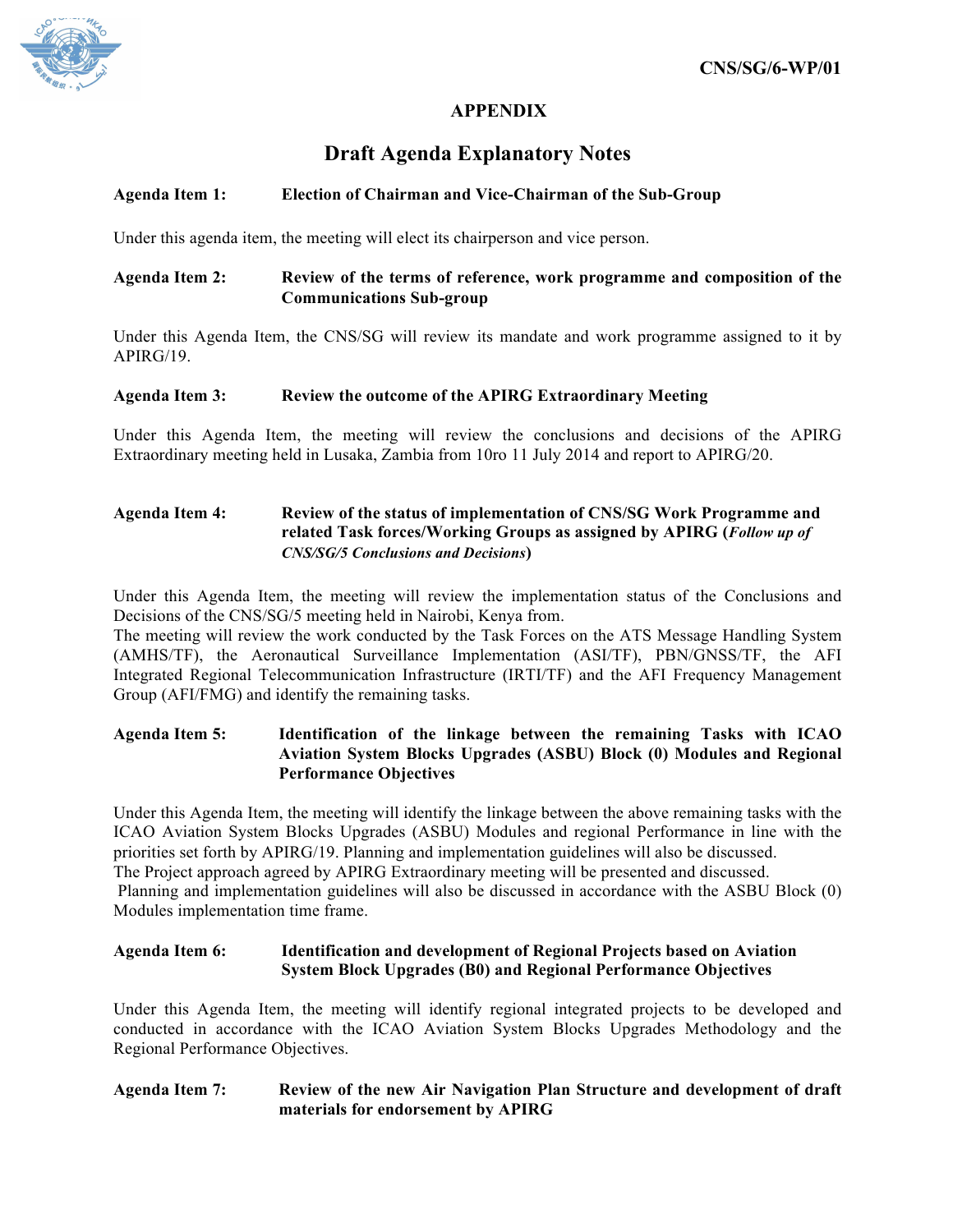**CNS/SG/6-WP/01**

# APPENDIX

## Draft Agenda Explanatory Notes

**Agenda Item 1: Election of Chairman and Vice-Chairman of the Sub-Group**

Under this agenda item, the meeting will elect its chairperson and vice person.

**Agenda Item 2: Review of the terms of reference, work programme and composition of the Communications Sub-group**

Under this Agenda Item, the CNS/SG will review its mandate and work programme assigned to it by APIRG/19.

**Agenda Item 3: Review the outcome of the APIRG Extraordinary Meeting**

Under this Agenda Item, the meeting will review the conclusions and decisions of the APIRG Extraordinary meeting held in Lusaka, Zambia from 10ro 11 July 2014 and report to APIRG/20.

**Agenda Item 4: Review of the status of implementation of CNS/SG Work Programme and related Task forces/Working Groups as assigned by APIRG (*Follow up of CNS/SG/5 Conclusions and Decisions*)**

Under this Agenda Item, the meeting will review the implementation status of the Conclusions and Decisions of the CNS/SG/5 meeting held in Nairobi, Kenya from.

The meeting will review the work conducted by the Task Forces on the ATS Message Handling System (AMHS/TF), the Aeronautical Surveillance Implementation (ASI/TF), PBN/GNSS/TF, the AFI Integrated Regional Telecommunication Infrastructure (IRTI/TF) and the AFI Frequency Management Group (AFI/FMG) and identify the remaining tasks.

**Agenda Item 5: Identification of the linkage between the remaining Tasks with ICAO Aviation System Blocks Upgrades (ASBU) Block (0) Modules and Regional Performance Objectives**

Under this Agenda Item, the meeting will identify the linkage between the above remaining tasks with the ICAO Aviation System Blocks Upgrades (ASBU) Modules and regional Performance in line with the priorities set forth by APIRG/19. Planning and implementation guidelines will also be discussed.

The Project approach agreed by APIRG Extraordinary meeting will be presented and discussed.

Planning and implementation guidelines will also be discussed in accordance with the ASBU Block (0) Modules implementation time frame.

**Agenda Item 6: Identification and development of Regional Projects based on Aviation System Block Upgrades (B0) and Regional Performance Objectives**

Under this Agenda Item, the meeting will identify regional integrated projects to be developed and conducted in accordance with the ICAO Aviation System Blocks Upgrades Methodology and the Regional Performance Objectives.

**Agenda Item 7: Review of the new Air Navigation Plan Structure and development of draft materials for endorsement by APIRG**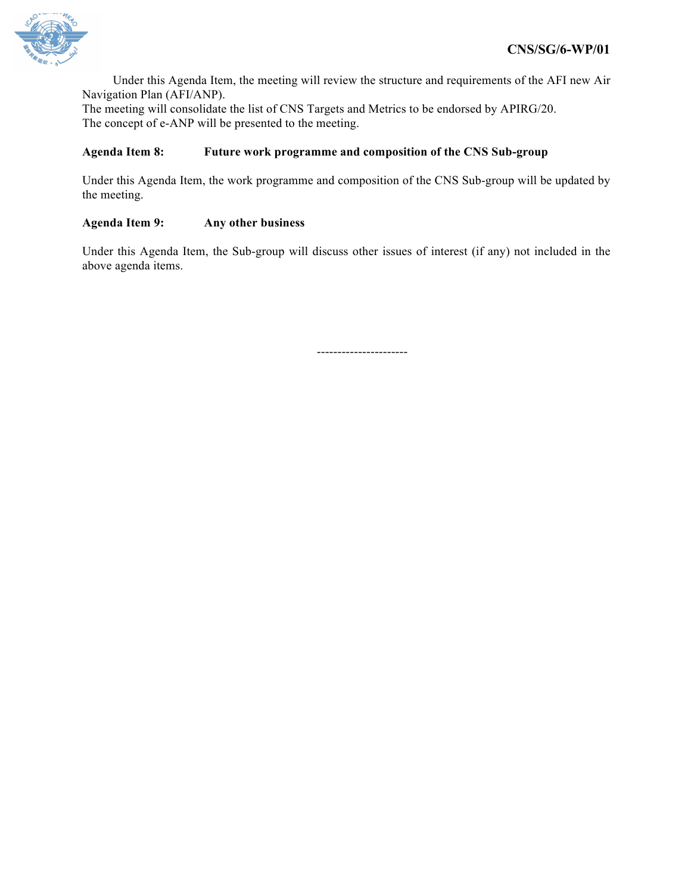Under this Agenda Item, the meeting will review the structure and requirements of the AFI new Air Navigation Plan (AFI/ANP).
The meeting will consolidate the list of CNS Targets and Metrics to be endorsed by APIRG/20.
The concept of e-ANP will be presented to the meeting.

**Agenda Item 8: Future work programme and composition of the CNS Sub-group**

Under this Agenda Item, the work programme and composition of the CNS Sub-group will be updated by the meeting.

**Agenda Item 9: Any other business**

Under this Agenda Item, the Sub-group will discuss other issues of interest (if any) not included in the above agenda items.

----------------------